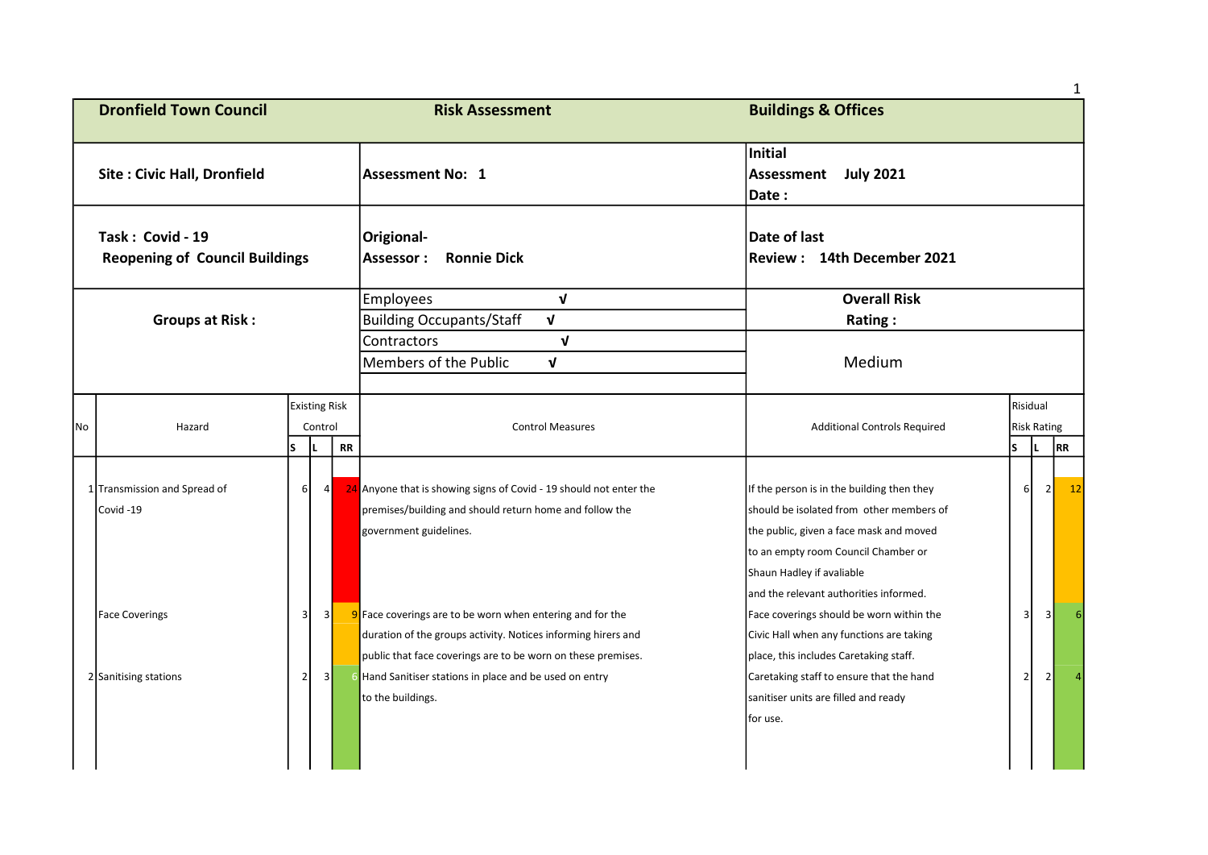| Dronfield Town Council | Risk Assessment | Buildings & Offices |
|---|---|---|
| Site : Civic Hall, Dronfield | Assessment No: 1 | Initial Assessment Date : July 2021 |
| Task : Covid - 19 Reopening of Council Buildings | Origional- Assessor : Ronnie Dick | Date of last Review : 14th December 2021 |
| Groups at Risk : | Employees √<br>Building Occupants/Staff √<br>Contractors √<br>Members of the Public √ | Overall Risk Rating : Medium |

| No | Hazard | Existing Risk Control | | | Control Measures | Additional Controls Required | Risidual Risk Rating | | |
|---|---|---|---|---|---|---|---|---|---|
| | | S | L | RR | | | S | L | RR |
| 1 | Transmission and Spread of Covid -19 | 6 | 4 | 24 | Anyone that is showing signs of Covid - 19 should not enter the premises/building and should return home and follow the government guidelines. | If the person is in the building then they should be isolated from other members of the public, given a face mask and moved to an empty room Council Chamber or Shaun Hadley if avaliable and the relevant authorities informed. | 6 | 2 | 12 |
| | Face Coverings | 3 | 3 | 9 | Face coverings are to be worn when entering and for the duration of the groups activity. Notices informing hirers and public that face coverings are to be worn on these premises. | Face coverings should be worn within the Civic Hall when any functions are taking place, this includes Caretaking staff. | 3 | 3 | 6 |
| 2 | Sanitising stations | 2 | 3 | 6 | Hand Sanitiser stations in place and be used on entry to the buildings. | Caretaking staff to ensure that the hand sanitiser units are filled and ready for use. | 2 | 2 | 4 |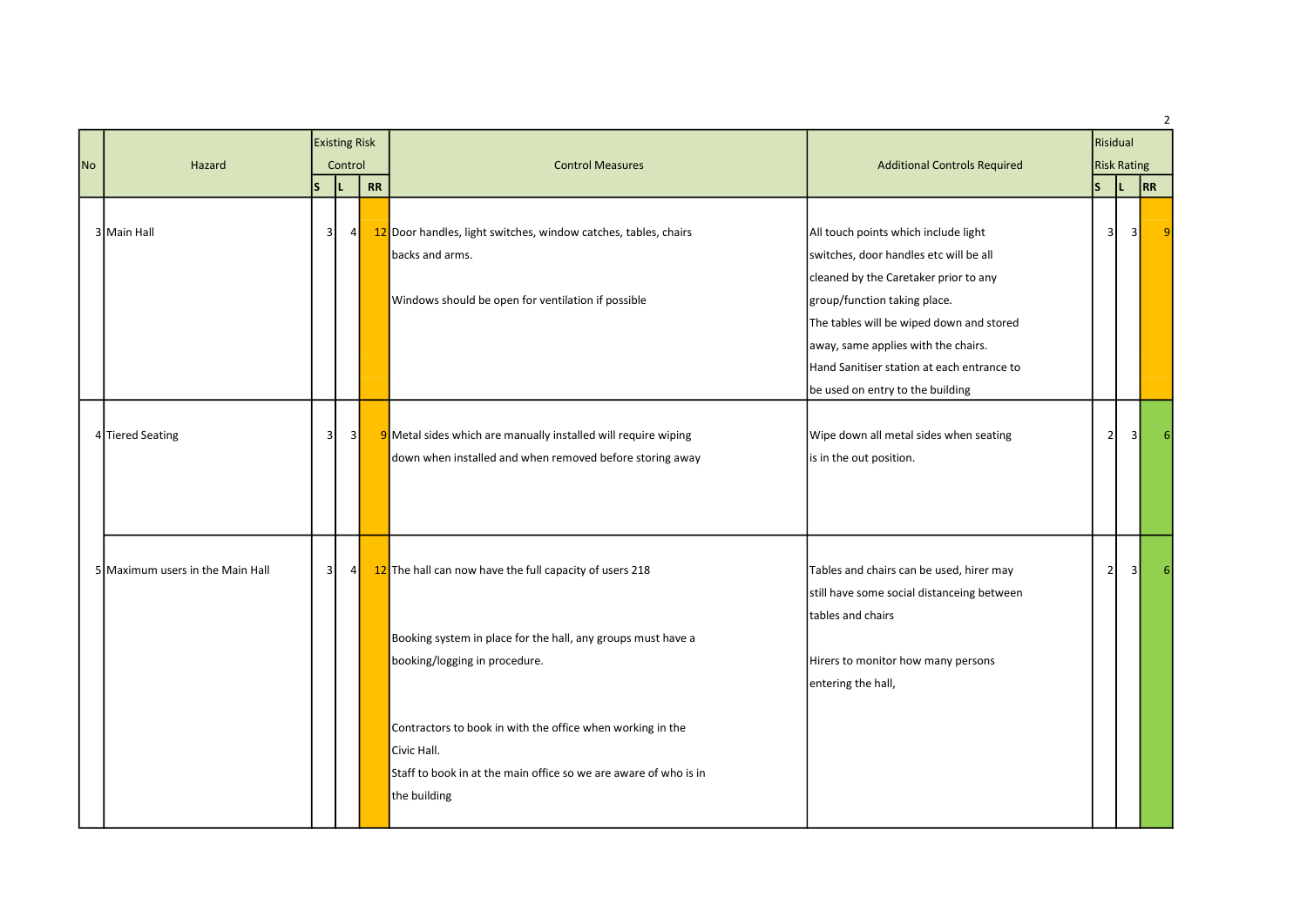| No | Hazard | Existing Risk Control | | | Control Measures | Additional Controls Required | Risidual Risk Rating | | |
|---|---|---|---|---|---|---|---|---|---|
| | | S | L | RR | | | S | L | RR |
| 3 | Main Hall | 3 | 4 | 12 | Door handles, light switches, window catches, tables, chairs backs and arms.<br><br>Windows should be open for ventilation if possible | All touch points which include light switches, door handles etc will be all cleaned by the Caretaker prior to any group/function taking place.<br>The tables will be wiped down and stored away, same applies with the chairs.<br>Hand Sanitiser station at each entrance to be used on entry to the building | 3 | 3 | 9 |
| 4 | Tiered Seating | 3 | 3 | 9 | Metal sides which are manually installed will require wiping down when installed and when removed before storing away | Wipe down all metal sides when seating is in the out position. | 2 | 3 | 6 |
| 5 | Maximum users in the Main Hall | 3 | 4 | 12 | The hall can now have the full capacity of users 218<br><br>Booking system in place for the hall, any groups must have a booking/logging in procedure.<br><br>Contractors to book in with the office when working in the Civic Hall.<br>Staff to book in at the main office so we are aware of who is in the building | Tables and chairs can be used, hirer may still have some social distanceing between tables and chairs<br><br>Hirers to monitor how many persons entering the hall, | 2 | 3 | 6 |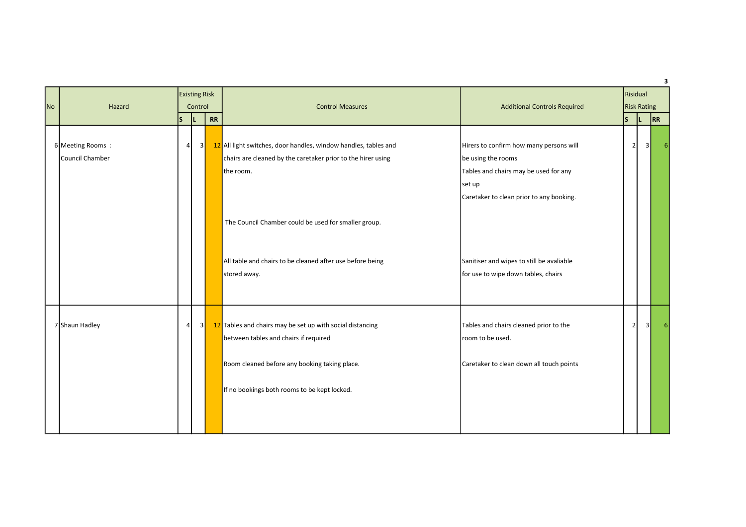| No | Hazard | Existing Risk Control | | | Control Measures | Additional Controls Required | Risidual Risk Rating | | |
|---|---|---|---|---|---|---|---|---|---|
| | | S | L | RR | | | S | L | RR |
| 6 | Meeting Rooms : Council Chamber | 4 | 3 | 12 | All light switches, door handles, window handles, tables and chairs are cleaned by the caretaker prior to the hirer using the room.<br><br>The Council Chamber could be used for smaller group.<br><br>All table and chairs to be cleaned after use before being stored away. | Hirers to confirm how many persons will be using the rooms<br>Tables and chairs may be used for any set up<br>Caretaker to clean prior to any booking.<br><br>Sanitiser and wipes to still be avaliable for use to wipe down tables, chairs | 2 | 3 | 6 |
| 7 | Shaun Hadley | 4 | 3 | 12 | Tables and chairs may be set up with social distancing between tables and chairs if required<br><br>Room cleaned before any booking taking place.<br><br>If no bookings both rooms to be kept locked. | Tables and chairs cleaned prior to the room to be used.<br><br>Caretaker to clean down all touch points | 2 | 3 | 6 |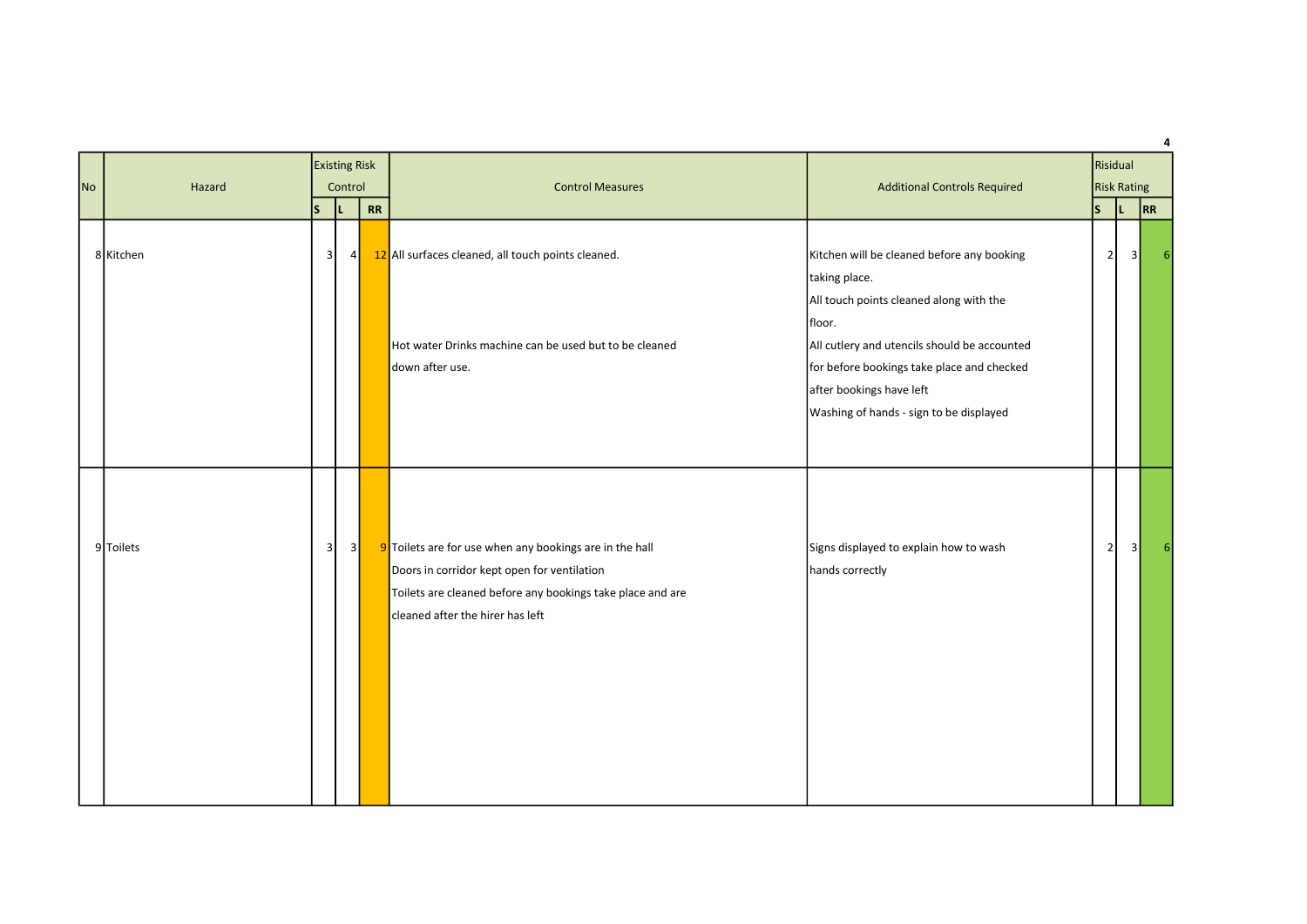| No | Hazard | Existing Risk Control | | | Control Measures | Additional Controls Required | Risidual Risk Rating | | |
|---|---|---|---|---|---|---|---|---|---|
| | | S | L | RR | | | S | L | RR |
| 8 | Kitchen | 3 | 4 | 12 | All surfaces cleaned, all touch points cleaned.<br><br>Hot water Drinks machine can be used but to be cleaned down after use. | Kitchen will be cleaned before any booking taking place.<br>All touch points cleaned along with the floor.<br>All cutlery and utencils should be accounted for before bookings take place and checked after bookings have left<br>Washing of hands - sign to be displayed | 2 | 3 | 6 |
| 9 | Toilets | 3 | 3 | 9 | Toilets are for use when any bookings are in the hall<br>Doors in corridor kept open for ventilation<br>Toilets are cleaned before any bookings take place and are cleaned after the hirer has left | Signs displayed to explain how to wash hands correctly | 2 | 3 | 6 |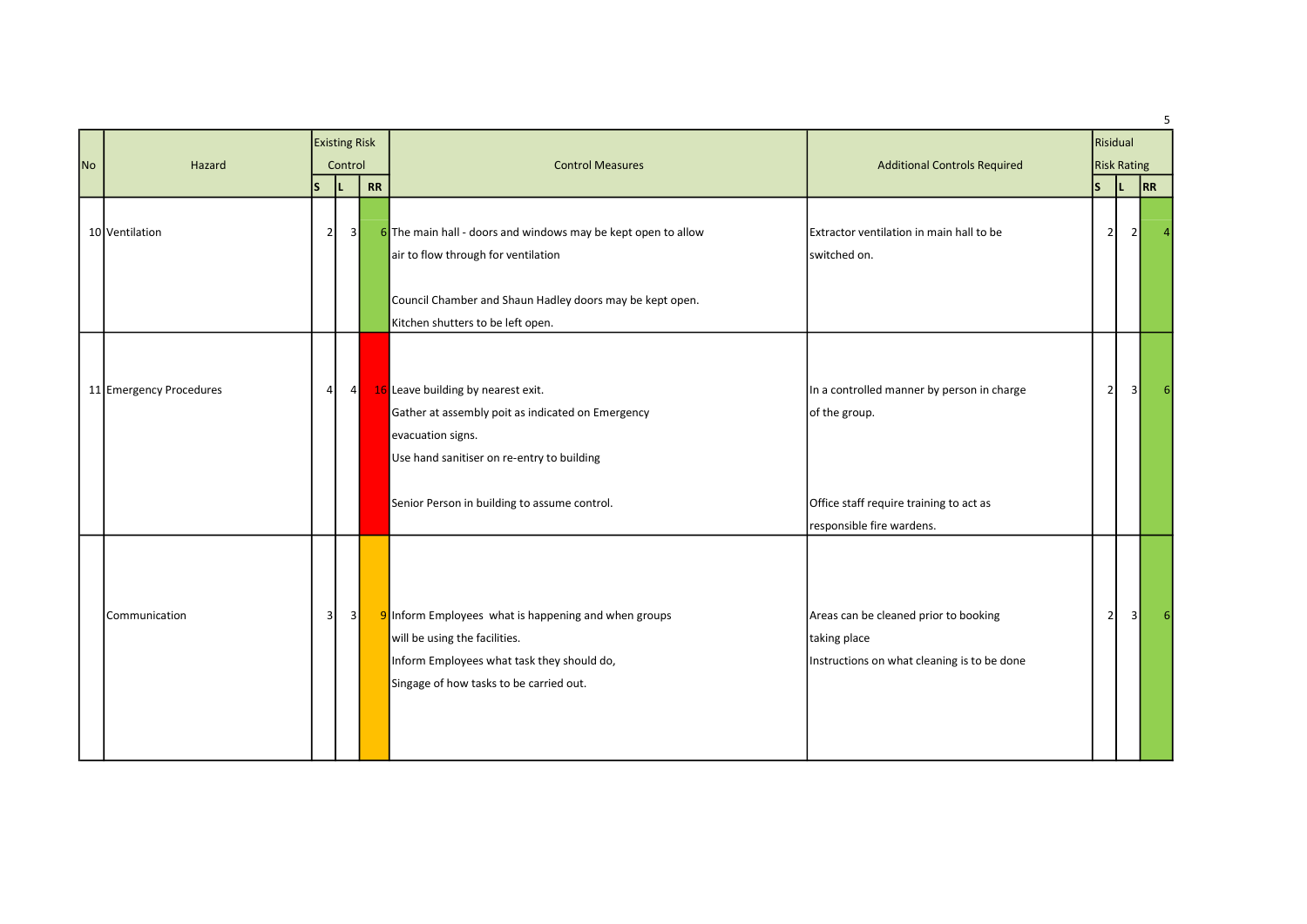| No | Hazard | Existing Risk Control | | | Control Measures | Additional Controls Required | Risidual Risk Rating | | |
|---|---|---|---|---|---|---|---|---|---|
| | | S | L | RR | | | S | L | RR |
| 10 | Ventilation | 2 | 3 | 6 | The main hall - doors and windows may be kept open to allow air to flow through for ventilation<br><br>Council Chamber and Shaun Hadley doors may be kept open.<br>Kitchen shutters to be left open. | Extractor ventilation in main hall to be switched on. | 2 | 2 | 4 |
| 11 | Emergency Procedures | 4 | 4 | 16 | Leave building by nearest exit.<br>Gather at assembly poit as indicated on Emergency evacuation signs.<br>Use hand sanitiser on re-entry to building<br><br>Senior Person in building to assume control. | In a controlled manner by person in charge of the group.<br><br>Office staff require training to act as responsible fire wardens. | 2 | 3 | 6 |
| | Communication | 3 | 3 | 9 | Inform Employees what is happening and when groups will be using the facilities.<br>Inform Employees what task they should do,<br>Singage of how tasks to be carried out. | Areas can be cleaned prior to booking taking place<br>Instructions on what cleaning is to be done | 2 | 3 | 6 |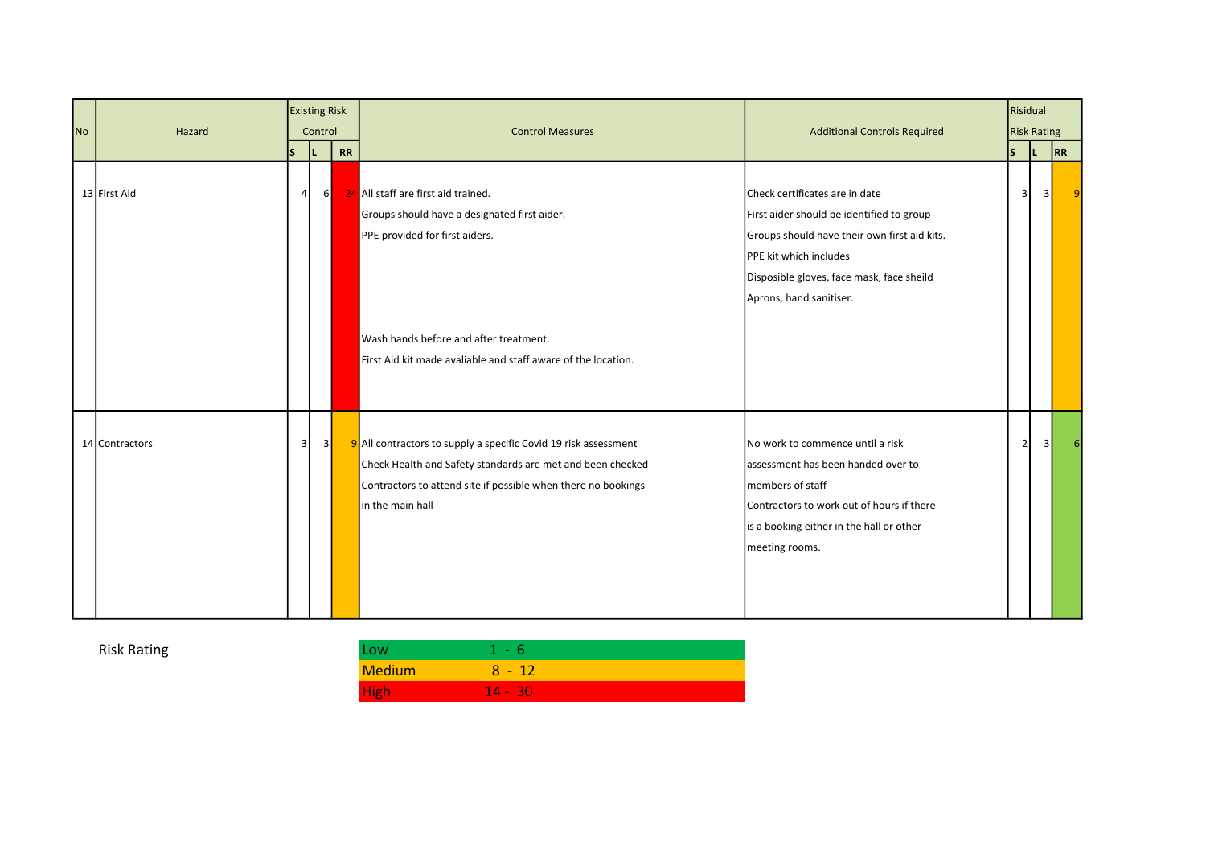| No | Hazard | Existing Risk Control | | | Control Measures | Additional Controls Required | Risidual Risk Rating | | |
|---|---|---|---|---|---|---|---|---|---|
| | | S | L | RR | | | S | L | RR |
| 13 | First Aid | 4 | 6 | 24 | All staff are first aid trained.<br>Groups should have a designated first aider.<br>PPE provided for first aiders.<br><br>Wash hands before and after treatment.<br>First Aid kit made avaliable and staff aware of the location. | Check certificates are in date<br>First aider should be identified to group<br>Groups should have their own first aid kits.<br>PPE kit which includes<br>Disposible gloves, face mask, face sheild<br>Aprons, hand sanitiser. | 3 | 3 | 9 |
| 14 | Contractors | 3 | 3 | 9 | All contractors to supply a specific Covid 19 risk assessment<br>Check Health and Safety standards are met and been checked<br>Contractors to attend site if possible when there no bookings<br>in the main hall | No work to commence until a risk<br>assessment has been handed over to<br>members of staff<br>Contractors to work out of hours if there<br>is a booking either in the hall or other<br>meeting rooms. | 2 | 3 | 6 |

Risk Rating

| | |
|---|---|
| Low | 1 - 6 |
| Medium | 8 - 12 |
| High | 14 - 30 |